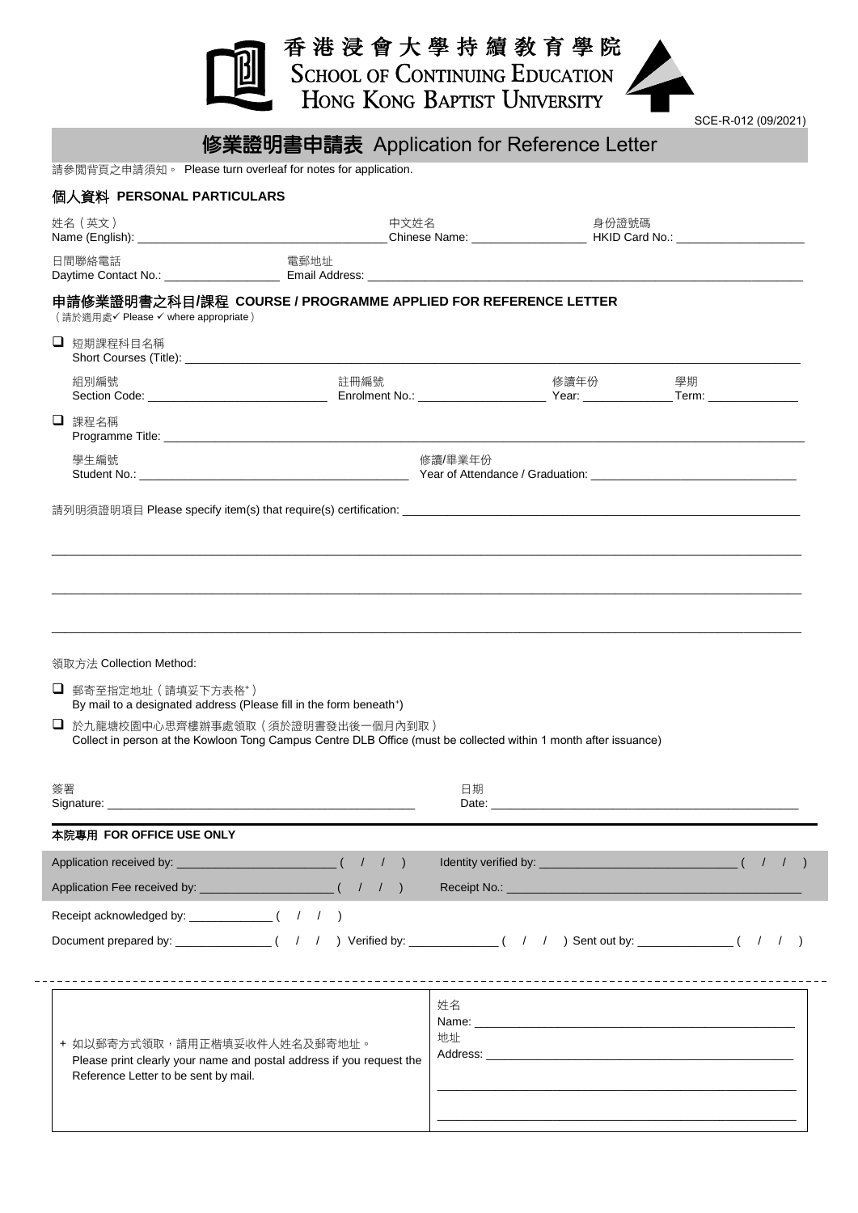# 香港浸會大學持續教育學院
# SCHOOL OF CONTINUING EDUCATION HONG KONG BAPTIST UNIVERSITY

SCE-R-012 (09/2021)

## 修業證明書申請表 Application for Reference Letter

請參閱背頁之申請須知。 Please turn overleaf for notes for application.

### 個人資料 PERSONAL PARTICULARS

姓名（英文）
Name (English): ____________________ 中文姓名 Chinese Name: ____________________ 身份證號碼 HKID Card No.: ____________________

日間聯絡電話
Daytime Contact No.: ____________________ 電郵地址 Email Address: ____________________

### 申請修業證明書之科目/課程 COURSE / PROGRAMME APPLIED FOR REFERENCE LETTER

（請於適用處✓ Please ✓ where appropriate）

❑ 短期課程科目名稱
Short Courses (Title): ____________________

組別編號 Section Code: ____________________ 註冊編號 Enrolment No.: ____________________ 修讀年份 Year: ____________________ 學期 Term: ____________________

❑ 課程名稱
Programme Title: ____________________

學生編號 Student No.: ____________________ 修讀/畢業年份 Year of Attendance / Graduation: ____________________

請列明須證明項目 Please specify item(s) that require(s) certification: ____________________

____________________

____________________

____________________

領取方法 Collection Method:

❑ 郵寄至指定地址（請填妥下方表格⁺）
By mail to a designated address (Please fill in the form beneath⁺)

❑ 於九龍塘校園中心思齊樓辦事處領取（須於證明書發出後一個月內到取）
Collect in person at the Kowloon Tong Campus Centre DLB Office (must be collected within 1 month after issuance)

簽署
Signature: ____________________ 日期 Date: ____________________

### 本院專用 FOR OFFICE USE ONLY

Application received by: ____________________ ( / / ) Identity verified by: ____________________ ( / / )

Application Fee received by: ____________________ ( / / ) Receipt No.: ____________________

Receipt acknowledged by: ____________ ( / / )

Document prepared by: ____________ ( / / ) Verified by: ____________ ( / / ) Sent out by: ____________ ( / / )

| + 如以郵寄方式領取，請用正楷填妥收件人姓名及郵寄地址。 Please print clearly your name and postal address if you request the Reference Letter to be sent by mail. | 姓名 Name: ____________________ 地址 Address: ____________________ ____________________ ____________________ |
|---|---|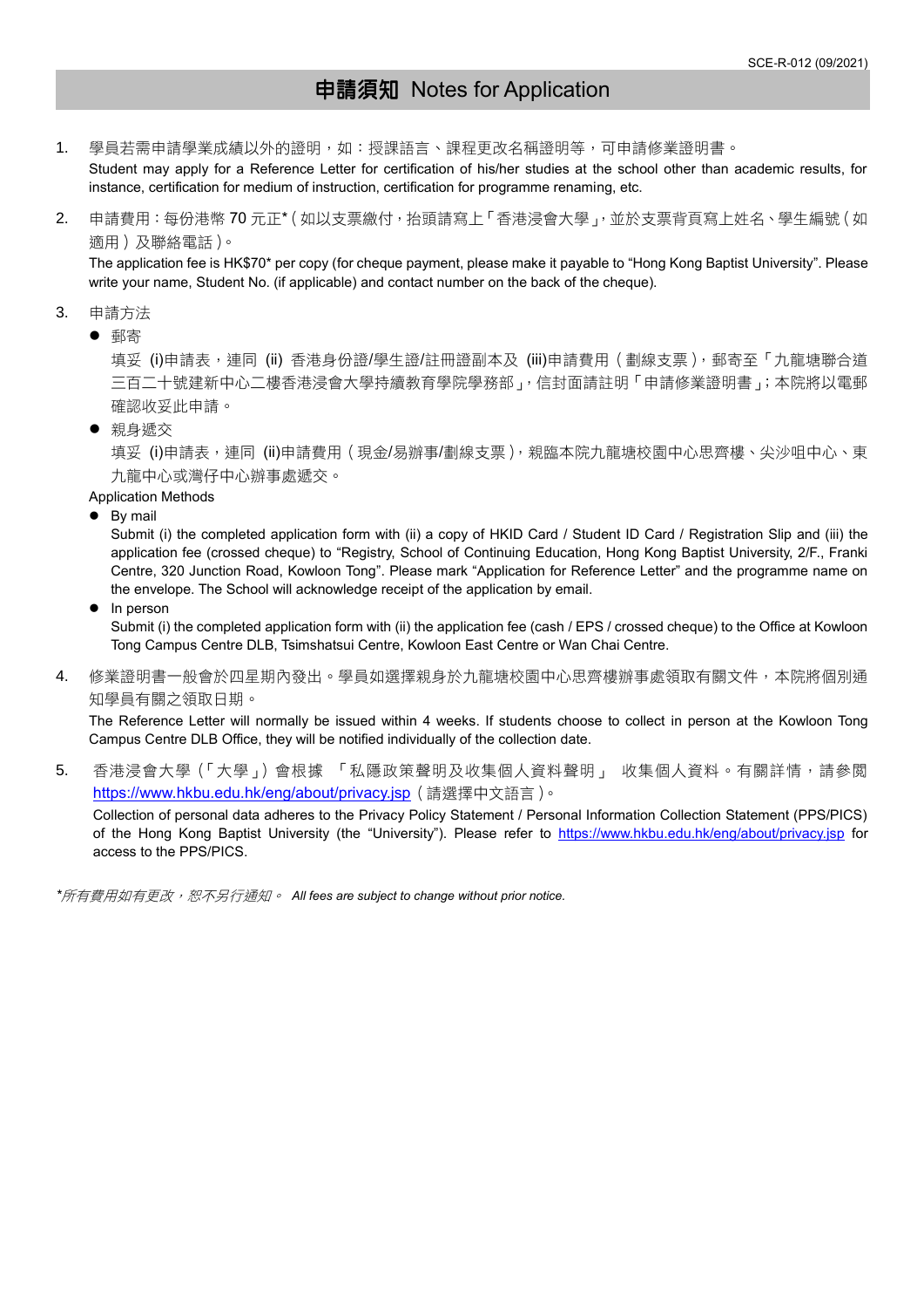# 申請須知 Notes for Application

1. 學員若需申請學業成績以外的證明，如：授課語言、課程更改名稱證明等，可申請修業證明書。
   Student may apply for a Reference Letter for certification of his/her studies at the school other than academic results, for instance, certification for medium of instruction, certification for programme renaming, etc.

2. 申請費用：每份港幣 70 元正*（如以支票繳付，抬頭請寫上「香港浸會大學」，並於支票背頁寫上姓名、學生編號（如適用）及聯絡電話）。
   The application fee is HK$70* per copy (for cheque payment, please make it payable to "Hong Kong Baptist University". Please write your name, Student No. (if applicable) and contact number on the back of the cheque).

3. 申請方法
   - 郵寄
     填妥 (i)申請表，連同 (ii) 香港身份證/學生證/註冊證副本及 (iii)申請費用（劃線支票），郵寄至「九龍塘聯合道三百二十號建新中心二樓香港浸會大學持續教育學院學務部」，信封面請註明「申請修業證明書」；本院將以電郵確認收妥此申請。
   - 親身遞交
     填妥 (i)申請表，連同 (ii)申請費用（現金/易辦事/劃線支票），親臨本院九龍塘校園中心思齊樓、尖沙咀中心、東九龍中心或灣仔中心辦事處遞交。

   Application Methods
   - By mail
     Submit (i) the completed application form with (ii) a copy of HKID Card / Student ID Card / Registration Slip and (iii) the application fee (crossed cheque) to "Registry, School of Continuing Education, Hong Kong Baptist University, 2/F., Franki Centre, 320 Junction Road, Kowloon Tong". Please mark "Application for Reference Letter" and the programme name on the envelope. The School will acknowledge receipt of the application by email.
   - In person
     Submit (i) the completed application form with (ii) the application fee (cash / EPS / crossed cheque) to the Office at Kowloon Tong Campus Centre DLB, Tsimshatsui Centre, Kowloon East Centre or Wan Chai Centre.

4. 修業證明書一般會於四星期內發出。學員如選擇親身於九龍塘校園中心思齊樓辦事處領取有關文件，本院將個別通知學員有關之領取日期。
   The Reference Letter will normally be issued within 4 weeks. If students choose to collect in person at the Kowloon Tong Campus Centre DLB Office, they will be notified individually of the collection date.

5. 香港浸會大學（「大學」）會根據 「私隱政策聲明及收集個人資料聲明」 收集個人資料。有關詳情，請參閱 https://www.hkbu.edu.hk/eng/about/privacy.jsp（請選擇中文語言）。
   Collection of personal data adheres to the Privacy Policy Statement / Personal Information Collection Statement (PPS/PICS) of the Hong Kong Baptist University (the "University"). Please refer to https://www.hkbu.edu.hk/eng/about/privacy.jsp for access to the PPS/PICS.

*所有費用如有更改，恕不另行通知。 All fees are subject to change without prior notice.*